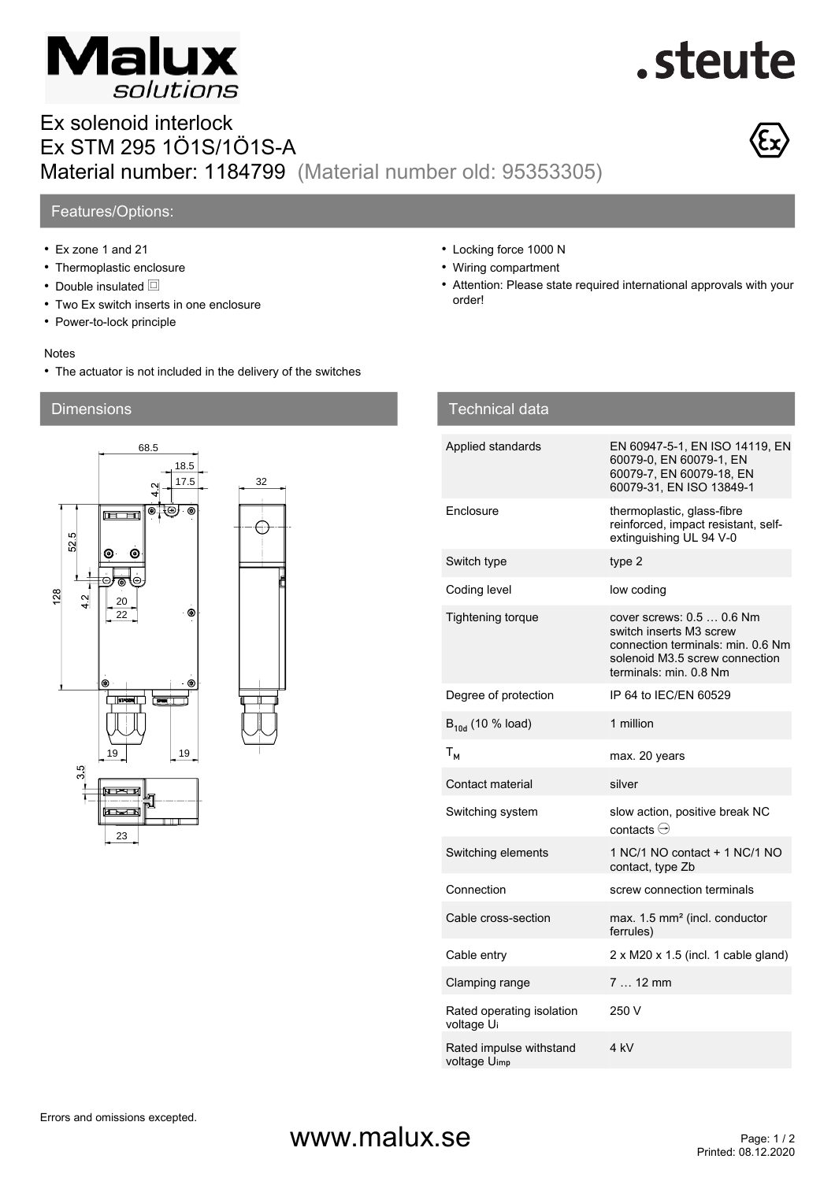# Ex solenoid interlock
# Ex STM 295 1Ö1S/1Ö1S-A
# Material number: 1184799 (Material number old: 95353305)

## Features/Options:

- Ex zone 1 and 21
- Thermoplastic enclosure
- Double insulated ⧈
- Two Ex switch inserts in one enclosure
- Power-to-lock principle
- Locking force 1000 N
- Wiring compartment
- Attention: Please state required international approvals with your order!

Notes

- The actuator is not included in the delivery of the switches

## Dimensions

## Technical data

| | |
|---|---|
| Applied standards | EN 60947-5-1, EN ISO 14119, EN 60079-0, EN 60079-1, EN 60079-7, EN 60079-18, EN 60079-31, EN ISO 13849-1 |
| Enclosure | thermoplastic, glass-fibre reinforced, impact resistant, self-extinguishing UL 94 V-0 |
| Switch type | type 2 |
| Coding level | low coding |
| Tightening torque | cover screws: 0.5 … 0.6 Nm<br>switch inserts M3 screw connection terminals: min. 0.6 Nm<br>solenoid M3.5 screw connection terminals: min. 0.8 Nm |
| Degree of protection | IP 64 to IEC/EN 60529 |
| $B_{10d}$ (10 % load) | 1 million |
| $T_M$ | max. 20 years |
| Contact material | silver |
| Switching system | slow action, positive break NC contacts ⊖ |
| Switching elements | 1 NC/1 NO contact + 1 NC/1 NO contact, type Zb |
| Connection | screw connection terminals |
| Cable cross-section | max. 1.5 mm² (incl. conductor ferrules) |
| Cable entry | 2 x M20 x 1.5 (incl. 1 cable gland) |
| Clamping range | 7 … 12 mm |
| Rated operating isolation voltage $U_i$ | 250 V |
| Rated impulse withstand voltage $U_{imp}$ | 4 kV |

Errors and omissions excepted.

www.malux.se

Printed: 08.12.2020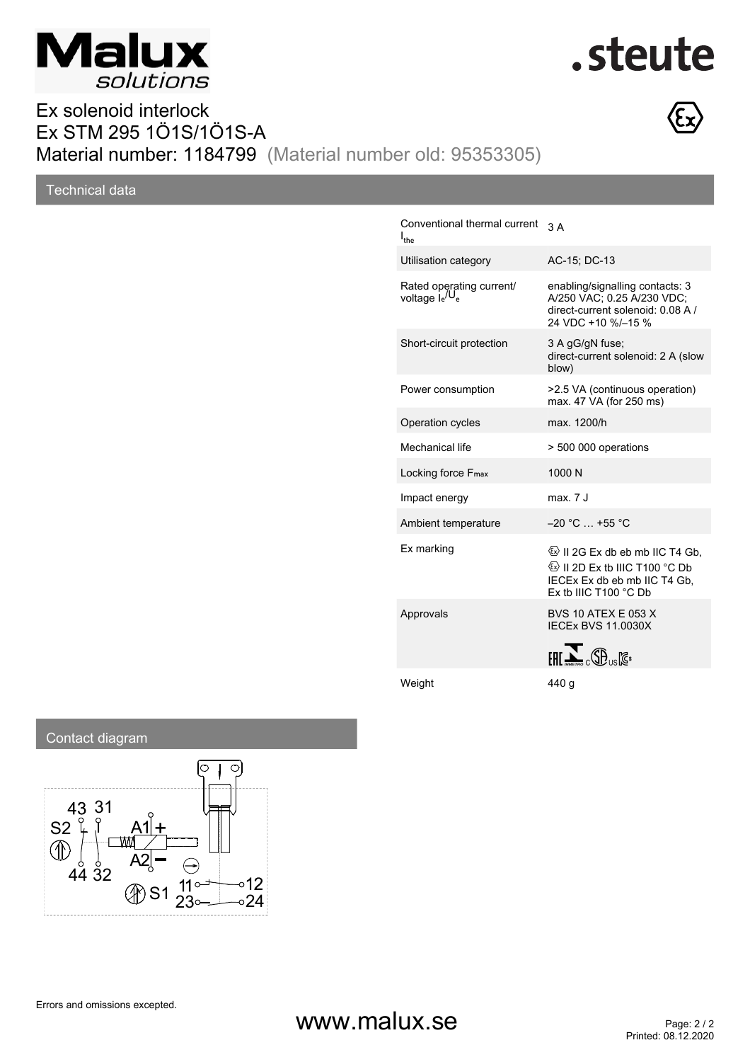# Ex solenoid interlock
# Ex STM 295 1Ö1S/1Ö1S-A
# Material number: 1184799 (Material number old: 95353305)

## Technical data

| | |
|---|---|
| Conventional thermal current $I_{the}$ | 3 A |
| Utilisation category | AC-15; DC-13 |
| Rated operating current/ voltage $I_e/U_e$ | enabling/signalling contacts: 3 A/250 VAC; 0.25 A/230 VDC; direct-current solenoid: 0.08 A / 24 VDC +10 %/–15 % |
| Short-circuit protection | 3 A gG/gN fuse; direct-current solenoid: 2 A (slow blow) |
| Power consumption | >2.5 VA (continuous operation) max. 47 VA (for 250 ms) |
| Operation cycles | max. 1200/h |
| Mechanical life | > 500 000 operations |
| Locking force $F_{max}$ | 1000 N |
| Impact energy | max. 7 J |
| Ambient temperature | –20 °C … +55 °C |
| Ex marking | Ex II 2G Ex db eb mb IIC T4 Gb, Ex II 2D Ex tb IIIC T100 °C Db IECEx Ex db eb mb IIC T4 Gb, Ex tb IIIC T100 °C Db |
| Approvals | BVS 10 ATEX E 053 X IECEx BVS 11.0030X |
| Weight | 440 g |

## Contact diagram

43 31
S2
44 32
A1 +
A2 –
S1
11 12
23 24

Errors and omissions excepted.

www.malux.se